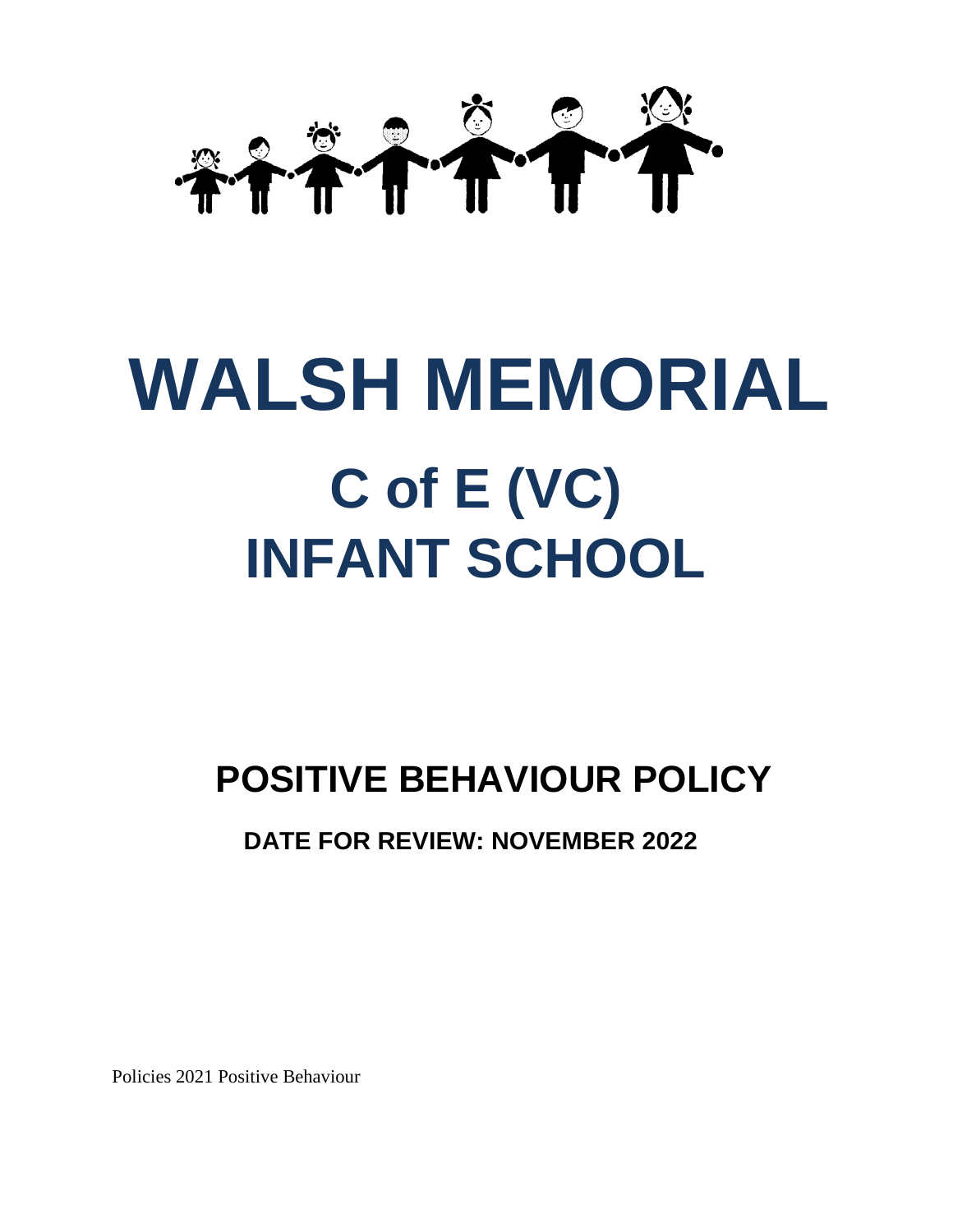# WALSH MEMORIAL

# C of E (VC)
# INFANT SCHOOL

## POSITIVE BEHAVIOUR POLICY

**DATE FOR REVIEW: NOVEMBER 2022**

Policies 2021 Positive Behaviour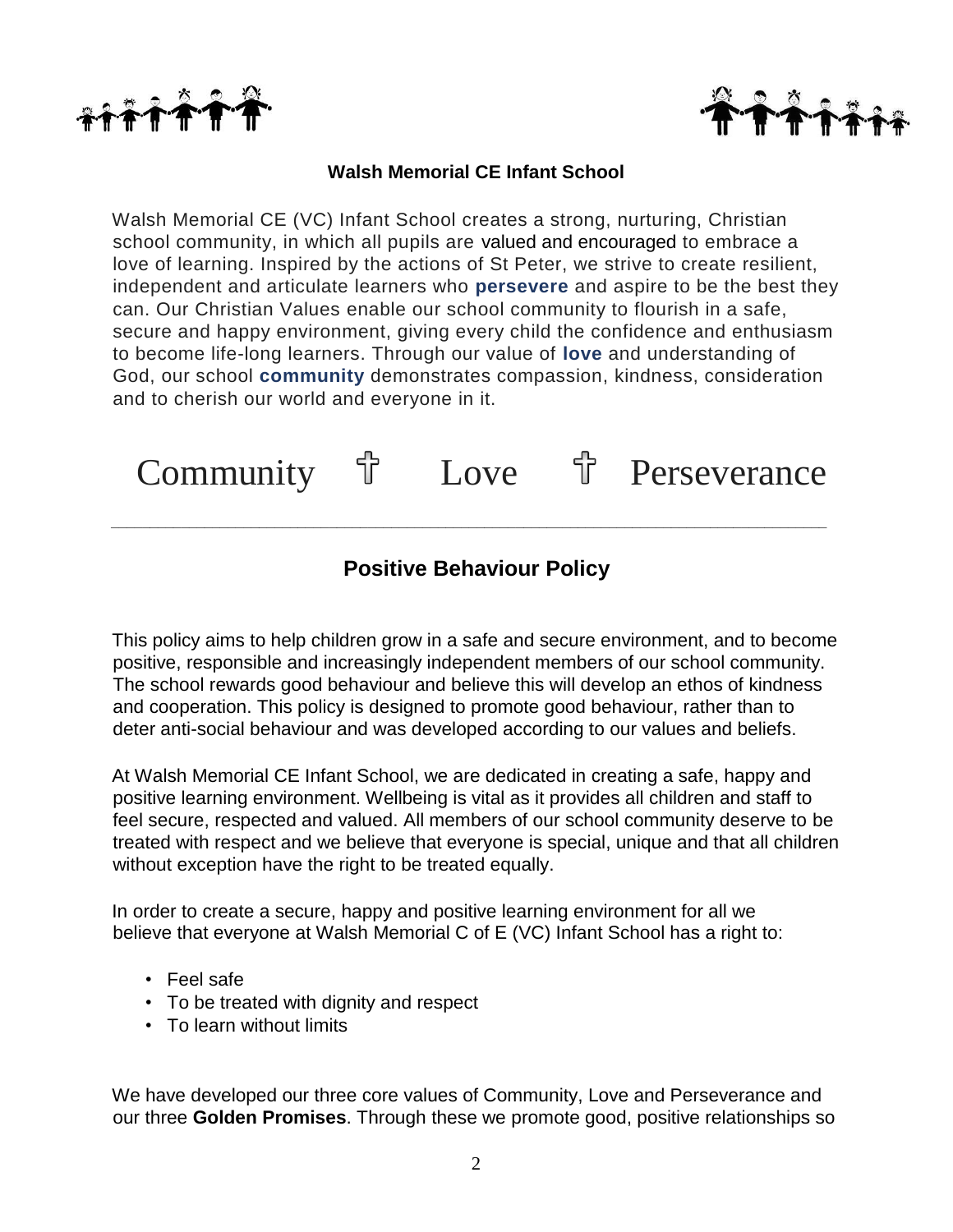**Walsh Memorial CE Infant School**

Walsh Memorial CE (VC) Infant School creates a strong, nurturing, Christian school community, in which all pupils are valued and encouraged to embrace a love of learning. Inspired by the actions of St Peter, we strive to create resilient, independent and articulate learners who **persevere** and aspire to be the best they can. Our Christian Values enable our school community to flourish in a safe, secure and happy environment, giving every child the confidence and enthusiasm to become life-long learners. Through our value of **love** and understanding of God, our school **community** demonstrates compassion, kindness, consideration and to cherish our world and everyone in it.

Community ✝ Love ✝ Perseverance

---

## Positive Behaviour Policy

This policy aims to help children grow in a safe and secure environment, and to become positive, responsible and increasingly independent members of our school community. The school rewards good behaviour and believe this will develop an ethos of kindness and cooperation. This policy is designed to promote good behaviour, rather than to deter anti-social behaviour and was developed according to our values and beliefs.

At Walsh Memorial CE Infant School, we are dedicated in creating a safe, happy and positive learning environment. Wellbeing is vital as it provides all children and staff to feel secure, respected and valued. All members of our school community deserve to be treated with respect and we believe that everyone is special, unique and that all children without exception have the right to be treated equally.

In order to create a secure, happy and positive learning environment for all we believe that everyone at Walsh Memorial C of E (VC) Infant School has a right to:

- Feel safe
- To be treated with dignity and respect
- To learn without limits

We have developed our three core values of Community, Love and Perseverance and our three **Golden Promises**. Through these we promote good, positive relationships so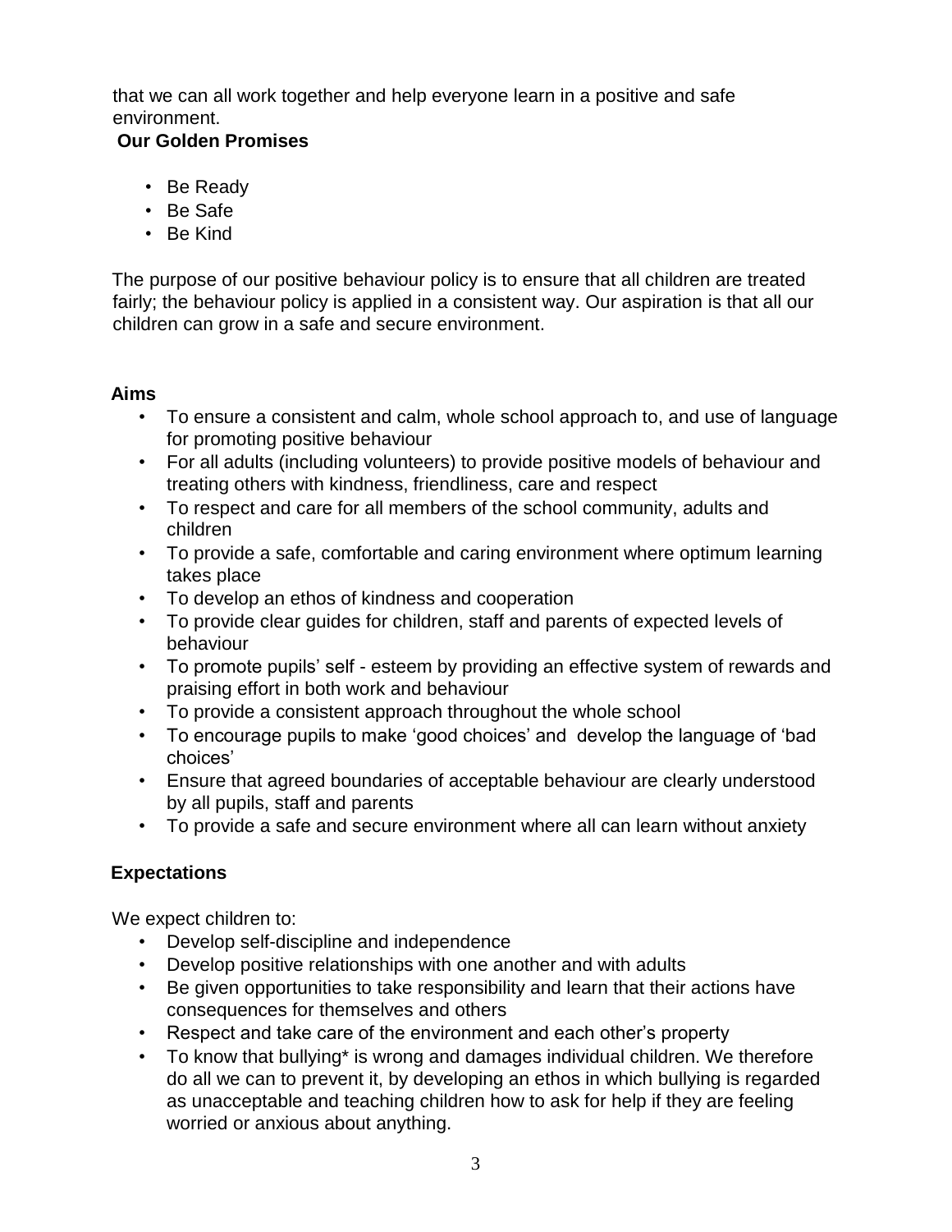that we can all work together and help everyone learn in a positive and safe environment.

**Our Golden Promises**

- Be Ready
- Be Safe
- Be Kind

The purpose of our positive behaviour policy is to ensure that all children are treated fairly; the behaviour policy is applied in a consistent way. Our aspiration is that all our children can grow in a safe and secure environment.

**Aims**

- To ensure a consistent and calm, whole school approach to, and use of language for promoting positive behaviour
- For all adults (including volunteers) to provide positive models of behaviour and treating others with kindness, friendliness, care and respect
- To respect and care for all members of the school community, adults and children
- To provide a safe, comfortable and caring environment where optimum learning takes place
- To develop an ethos of kindness and cooperation
- To provide clear guides for children, staff and parents of expected levels of behaviour
- To promote pupils' self - esteem by providing an effective system of rewards and praising effort in both work and behaviour
- To provide a consistent approach throughout the whole school
- To encourage pupils to make 'good choices' and develop the language of 'bad choices'
- Ensure that agreed boundaries of acceptable behaviour are clearly understood by all pupils, staff and parents
- To provide a safe and secure environment where all can learn without anxiety

**Expectations**

We expect children to:

- Develop self-discipline and independence
- Develop positive relationships with one another and with adults
- Be given opportunities to take responsibility and learn that their actions have consequences for themselves and others
- Respect and take care of the environment and each other's property
- To know that bullying* is wrong and damages individual children. We therefore do all we can to prevent it, by developing an ethos in which bullying is regarded as unacceptable and teaching children how to ask for help if they are feeling worried or anxious about anything.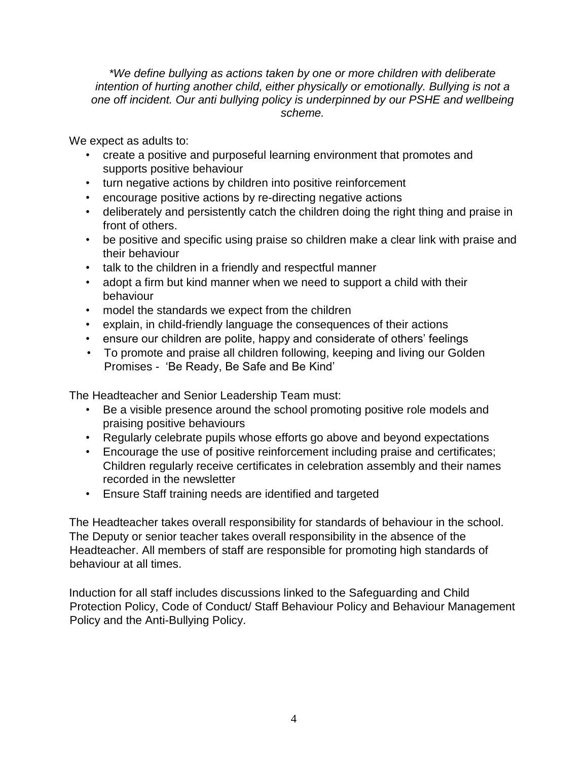*\*We define bullying as actions taken by one or more children with deliberate intention of hurting another child, either physically or emotionally. Bullying is not a one off incident. Our anti bullying policy is underpinned by our PSHE and wellbeing scheme.*

We expect as adults to:

- create a positive and purposeful learning environment that promotes and supports positive behaviour
- turn negative actions by children into positive reinforcement
- encourage positive actions by re-directing negative actions
- deliberately and persistently catch the children doing the right thing and praise in front of others.
- be positive and specific using praise so children make a clear link with praise and their behaviour
- talk to the children in a friendly and respectful manner
- adopt a firm but kind manner when we need to support a child with their behaviour
- model the standards we expect from the children
- explain, in child-friendly language the consequences of their actions
- ensure our children are polite, happy and considerate of others' feelings
- To promote and praise all children following, keeping and living our Golden Promises - 'Be Ready, Be Safe and Be Kind'

The Headteacher and Senior Leadership Team must:

- Be a visible presence around the school promoting positive role models and praising positive behaviours
- Regularly celebrate pupils whose efforts go above and beyond expectations
- Encourage the use of positive reinforcement including praise and certificates; Children regularly receive certificates in celebration assembly and their names recorded in the newsletter
- Ensure Staff training needs are identified and targeted

The Headteacher takes overall responsibility for standards of behaviour in the school. The Deputy or senior teacher takes overall responsibility in the absence of the Headteacher. All members of staff are responsible for promoting high standards of behaviour at all times.

Induction for all staff includes discussions linked to the Safeguarding and Child Protection Policy, Code of Conduct/ Staff Behaviour Policy and Behaviour Management Policy and the Anti-Bullying Policy.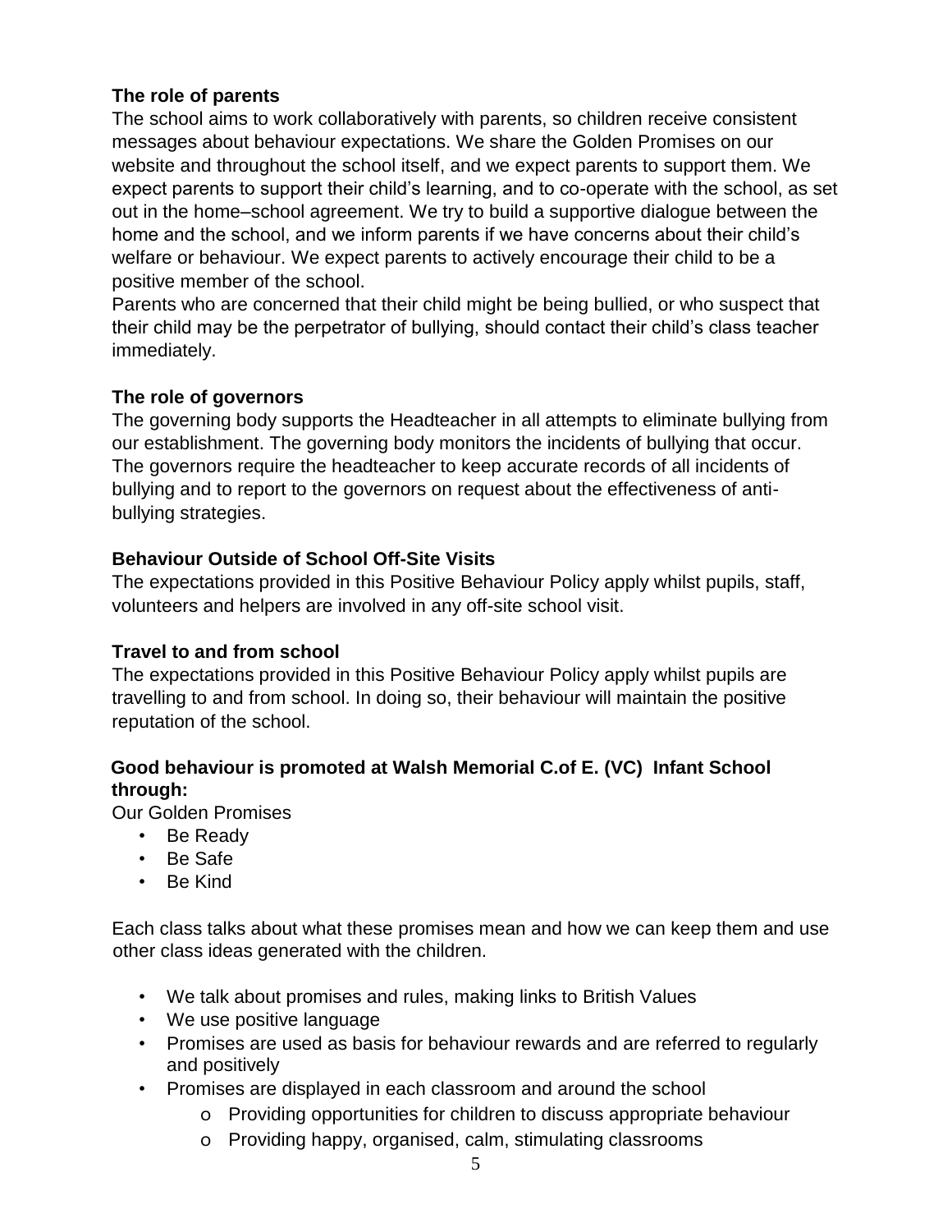**The role of parents**

The school aims to work collaboratively with parents, so children receive consistent messages about behaviour expectations. We share the Golden Promises on our website and throughout the school itself, and we expect parents to support them. We expect parents to support their child's learning, and to co-operate with the school, as set out in the home–school agreement. We try to build a supportive dialogue between the home and the school, and we inform parents if we have concerns about their child's welfare or behaviour. We expect parents to actively encourage their child to be a positive member of the school.

Parents who are concerned that their child might be being bullied, or who suspect that their child may be the perpetrator of bullying, should contact their child's class teacher immediately.

**The role of governors**

The governing body supports the Headteacher in all attempts to eliminate bullying from our establishment. The governing body monitors the incidents of bullying that occur. The governors require the headteacher to keep accurate records of all incidents of bullying and to report to the governors on request about the effectiveness of anti-bullying strategies.

**Behaviour Outside of School Off-Site Visits**

The expectations provided in this Positive Behaviour Policy apply whilst pupils, staff, volunteers and helpers are involved in any off-site school visit.

**Travel to and from school**

The expectations provided in this Positive Behaviour Policy apply whilst pupils are travelling to and from school. In doing so, their behaviour will maintain the positive reputation of the school.

**Good behaviour is promoted at Walsh Memorial C.of E. (VC) Infant School through:**

Our Golden Promises

- Be Ready
- Be Safe
- Be Kind

Each class talks about what these promises mean and how we can keep them and use other class ideas generated with the children.

- We talk about promises and rules, making links to British Values
- We use positive language
- Promises are used as basis for behaviour rewards and are referred to regularly and positively
- Promises are displayed in each classroom and around the school
  - Providing opportunities for children to discuss appropriate behaviour
  - Providing happy, organised, calm, stimulating classrooms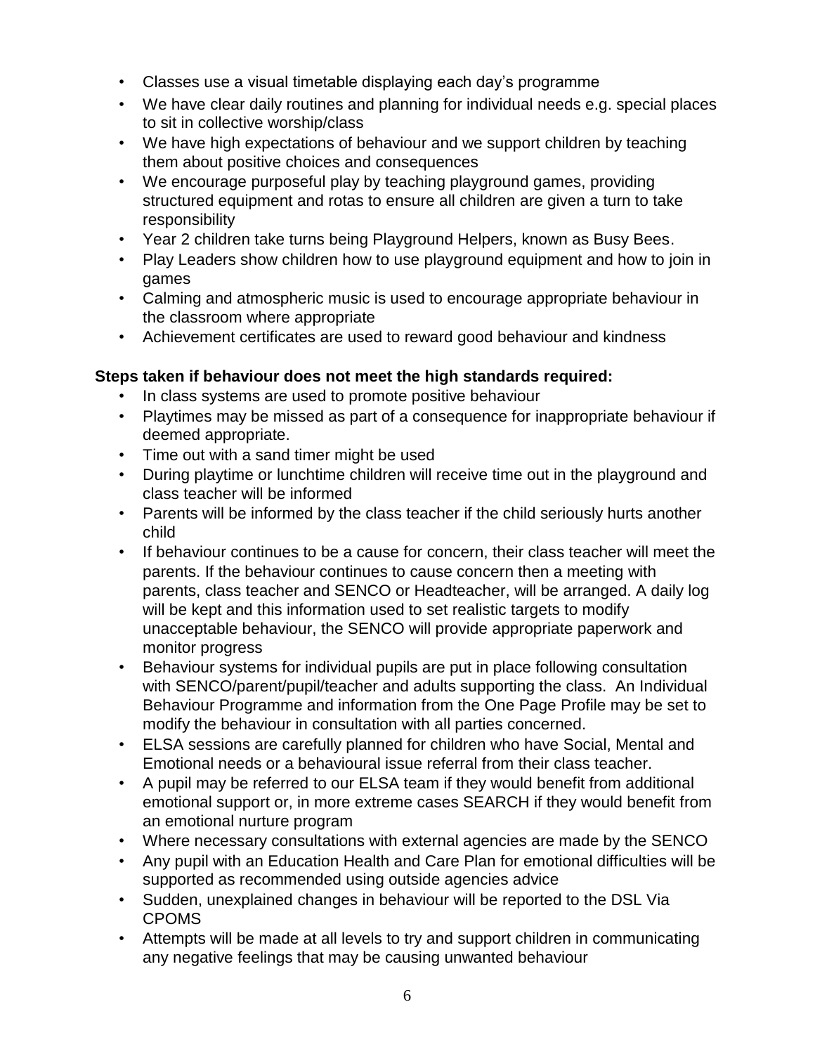- Classes use a visual timetable displaying each day's programme
- We have clear daily routines and planning for individual needs e.g. special places to sit in collective worship/class
- We have high expectations of behaviour and we support children by teaching them about positive choices and consequences
- We encourage purposeful play by teaching playground games, providing structured equipment and rotas to ensure all children are given a turn to take responsibility
- Year 2 children take turns being Playground Helpers, known as Busy Bees.
- Play Leaders show children how to use playground equipment and how to join in games
- Calming and atmospheric music is used to encourage appropriate behaviour in the classroom where appropriate
- Achievement certificates are used to reward good behaviour and kindness

**Steps taken if behaviour does not meet the high standards required:**

- In class systems are used to promote positive behaviour
- Playtimes may be missed as part of a consequence for inappropriate behaviour if deemed appropriate.
- Time out with a sand timer might be used
- During playtime or lunchtime children will receive time out in the playground and class teacher will be informed
- Parents will be informed by the class teacher if the child seriously hurts another child
- If behaviour continues to be a cause for concern, their class teacher will meet the parents. If the behaviour continues to cause concern then a meeting with parents, class teacher and SENCO or Headteacher, will be arranged. A daily log will be kept and this information used to set realistic targets to modify unacceptable behaviour, the SENCO will provide appropriate paperwork and monitor progress
- Behaviour systems for individual pupils are put in place following consultation with SENCO/parent/pupil/teacher and adults supporting the class. An Individual Behaviour Programme and information from the One Page Profile may be set to modify the behaviour in consultation with all parties concerned.
- ELSA sessions are carefully planned for children who have Social, Mental and Emotional needs or a behavioural issue referral from their class teacher.
- A pupil may be referred to our ELSA team if they would benefit from additional emotional support or, in more extreme cases SEARCH if they would benefit from an emotional nurture program
- Where necessary consultations with external agencies are made by the SENCO
- Any pupil with an Education Health and Care Plan for emotional difficulties will be supported as recommended using outside agencies advice
- Sudden, unexplained changes in behaviour will be reported to the DSL Via CPOMS
- Attempts will be made at all levels to try and support children in communicating any negative feelings that may be causing unwanted behaviour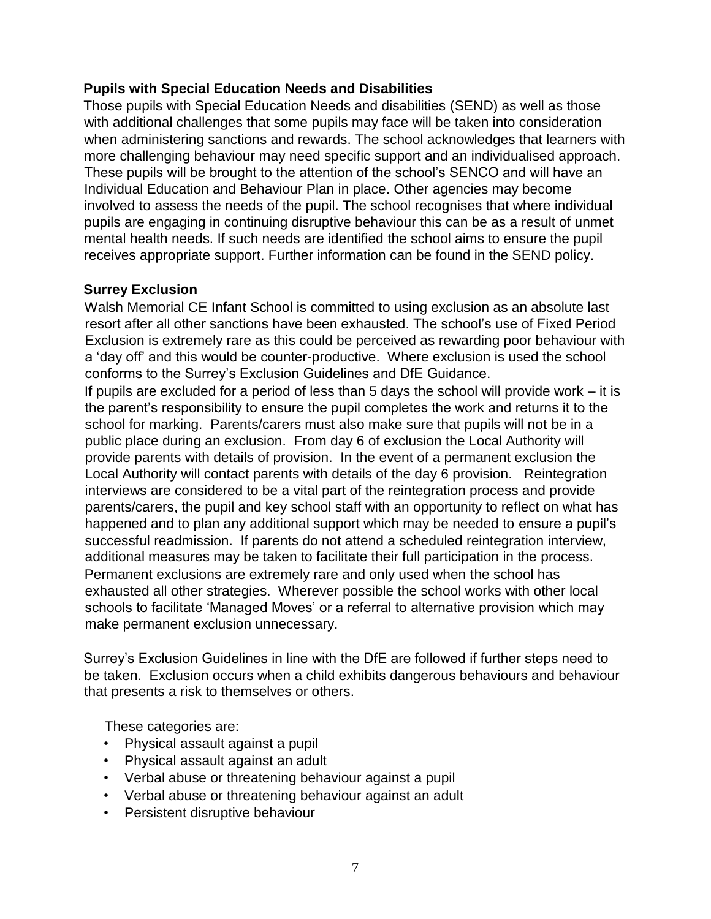### Pupils with Special Education Needs and Disabilities

Those pupils with Special Education Needs and disabilities (SEND) as well as those with additional challenges that some pupils may face will be taken into consideration when administering sanctions and rewards. The school acknowledges that learners with more challenging behaviour may need specific support and an individualised approach. These pupils will be brought to the attention of the school's SENCO and will have an Individual Education and Behaviour Plan in place. Other agencies may become involved to assess the needs of the pupil. The school recognises that where individual pupils are engaging in continuing disruptive behaviour this can be as a result of unmet mental health needs. If such needs are identified the school aims to ensure the pupil receives appropriate support. Further information can be found in the SEND policy.

### Surrey Exclusion

Walsh Memorial CE Infant School is committed to using exclusion as an absolute last resort after all other sanctions have been exhausted. The school's use of Fixed Period Exclusion is extremely rare as this could be perceived as rewarding poor behaviour with a 'day off' and this would be counter-productive. Where exclusion is used the school conforms to the Surrey's Exclusion Guidelines and DfE Guidance.

If pupils are excluded for a period of less than 5 days the school will provide work – it is the parent's responsibility to ensure the pupil completes the work and returns it to the school for marking. Parents/carers must also make sure that pupils will not be in a public place during an exclusion. From day 6 of exclusion the Local Authority will provide parents with details of provision. In the event of a permanent exclusion the Local Authority will contact parents with details of the day 6 provision. Reintegration interviews are considered to be a vital part of the reintegration process and provide parents/carers, the pupil and key school staff with an opportunity to reflect on what has happened and to plan any additional support which may be needed to ensure a pupil's successful readmission. If parents do not attend a scheduled reintegration interview, additional measures may be taken to facilitate their full participation in the process. Permanent exclusions are extremely rare and only used when the school has exhausted all other strategies. Wherever possible the school works with other local schools to facilitate 'Managed Moves' or a referral to alternative provision which may make permanent exclusion unnecessary.

Surrey's Exclusion Guidelines in line with the DfE are followed if further steps need to be taken. Exclusion occurs when a child exhibits dangerous behaviours and behaviour that presents a risk to themselves or others.

These categories are:

- Physical assault against a pupil
- Physical assault against an adult
- Verbal abuse or threatening behaviour against a pupil
- Verbal abuse or threatening behaviour against an adult
- Persistent disruptive behaviour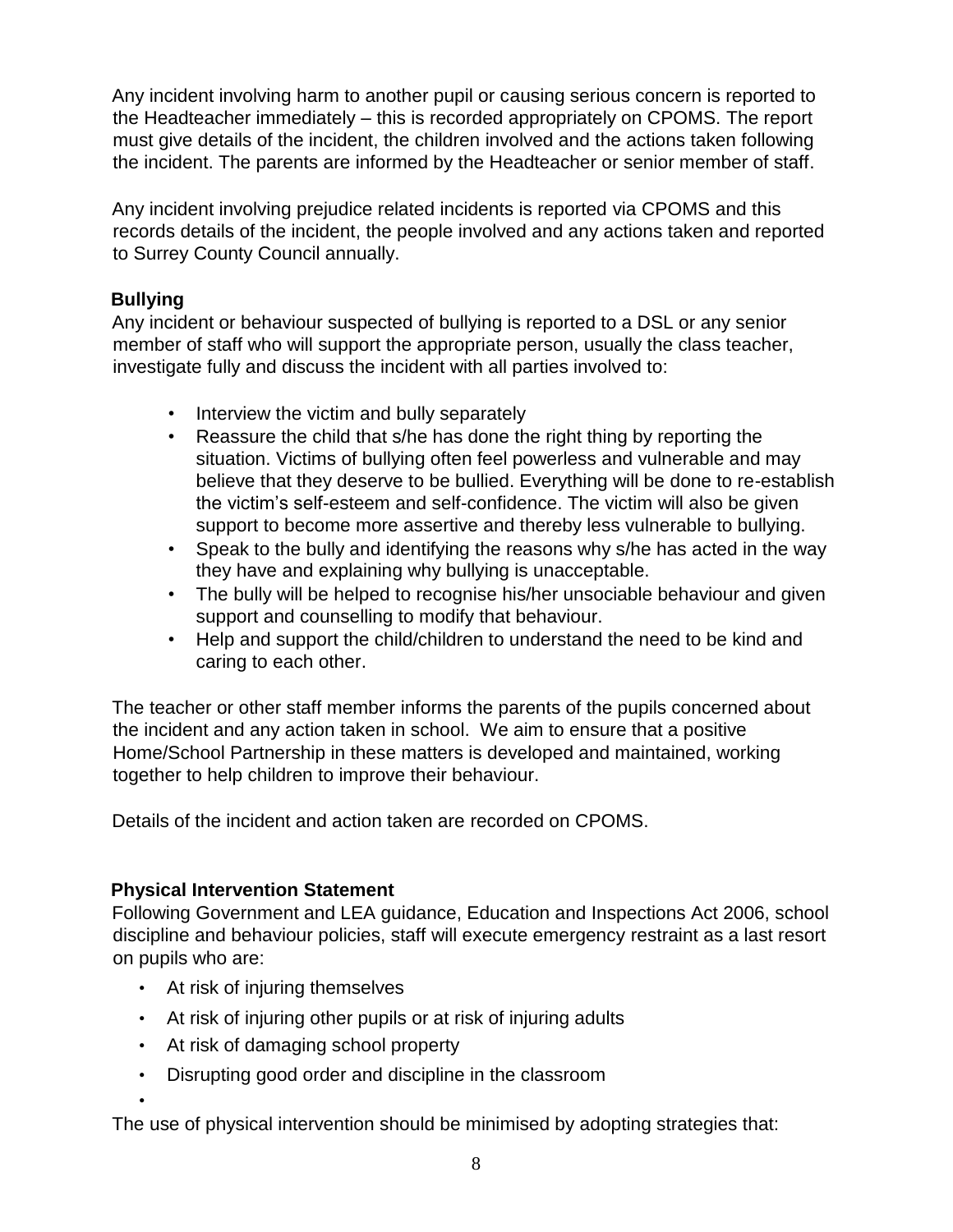Any incident involving harm to another pupil or causing serious concern is reported to the Headteacher immediately – this is recorded appropriately on CPOMS. The report must give details of the incident, the children involved and the actions taken following the incident. The parents are informed by the Headteacher or senior member of staff.

Any incident involving prejudice related incidents is reported via CPOMS and this records details of the incident, the people involved and any actions taken and reported to Surrey County Council annually.

**Bullying**

Any incident or behaviour suspected of bullying is reported to a DSL or any senior member of staff who will support the appropriate person, usually the class teacher, investigate fully and discuss the incident with all parties involved to:

- Interview the victim and bully separately
- Reassure the child that s/he has done the right thing by reporting the situation. Victims of bullying often feel powerless and vulnerable and may believe that they deserve to be bullied. Everything will be done to re-establish the victim's self-esteem and self-confidence. The victim will also be given support to become more assertive and thereby less vulnerable to bullying.
- Speak to the bully and identifying the reasons why s/he has acted in the way they have and explaining why bullying is unacceptable.
- The bully will be helped to recognise his/her unsociable behaviour and given support and counselling to modify that behaviour.
- Help and support the child/children to understand the need to be kind and caring to each other.

The teacher or other staff member informs the parents of the pupils concerned about the incident and any action taken in school. We aim to ensure that a positive Home/School Partnership in these matters is developed and maintained, working together to help children to improve their behaviour.

Details of the incident and action taken are recorded on CPOMS.

**Physical Intervention Statement**

Following Government and LEA guidance, Education and Inspections Act 2006, school discipline and behaviour policies, staff will execute emergency restraint as a last resort on pupils who are:

- At risk of injuring themselves
- At risk of injuring other pupils or at risk of injuring adults
- At risk of damaging school property
- Disrupting good order and discipline in the classroom

The use of physical intervention should be minimised by adopting strategies that: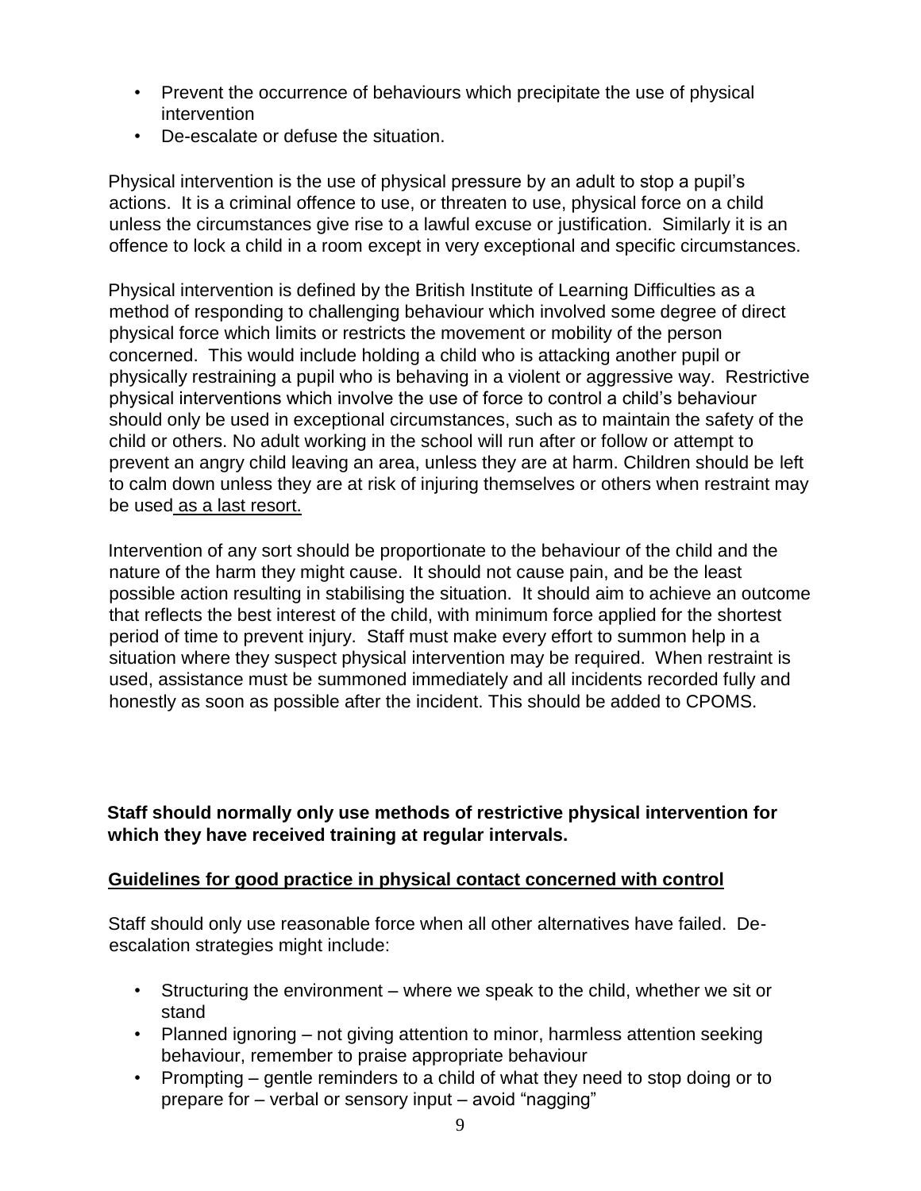- Prevent the occurrence of behaviours which precipitate the use of physical intervention
- De-escalate or defuse the situation.

Physical intervention is the use of physical pressure by an adult to stop a pupil's actions. It is a criminal offence to use, or threaten to use, physical force on a child unless the circumstances give rise to a lawful excuse or justification. Similarly it is an offence to lock a child in a room except in very exceptional and specific circumstances.

Physical intervention is defined by the British Institute of Learning Difficulties as a method of responding to challenging behaviour which involved some degree of direct physical force which limits or restricts the movement or mobility of the person concerned. This would include holding a child who is attacking another pupil or physically restraining a pupil who is behaving in a violent or aggressive way. Restrictive physical interventions which involve the use of force to control a child's behaviour should only be used in exceptional circumstances, such as to maintain the safety of the child or others. No adult working in the school will run after or follow or attempt to prevent an angry child leaving an area, unless they are at harm. Children should be left to calm down unless they are at risk of injuring themselves or others when restraint may be used as a last resort.

Intervention of any sort should be proportionate to the behaviour of the child and the nature of the harm they might cause. It should not cause pain, and be the least possible action resulting in stabilising the situation. It should aim to achieve an outcome that reflects the best interest of the child, with minimum force applied for the shortest period of time to prevent injury. Staff must make every effort to summon help in a situation where they suspect physical intervention may be required. When restraint is used, assistance must be summoned immediately and all incidents recorded fully and honestly as soon as possible after the incident. This should be added to CPOMS.

**Staff should normally only use methods of restrictive physical intervention for which they have received training at regular intervals.**

**Guidelines for good practice in physical contact concerned with control**

Staff should only use reasonable force when all other alternatives have failed. De-escalation strategies might include:

- Structuring the environment – where we speak to the child, whether we sit or stand
- Planned ignoring – not giving attention to minor, harmless attention seeking behaviour, remember to praise appropriate behaviour
- Prompting – gentle reminders to a child of what they need to stop doing or to prepare for – verbal or sensory input – avoid "nagging"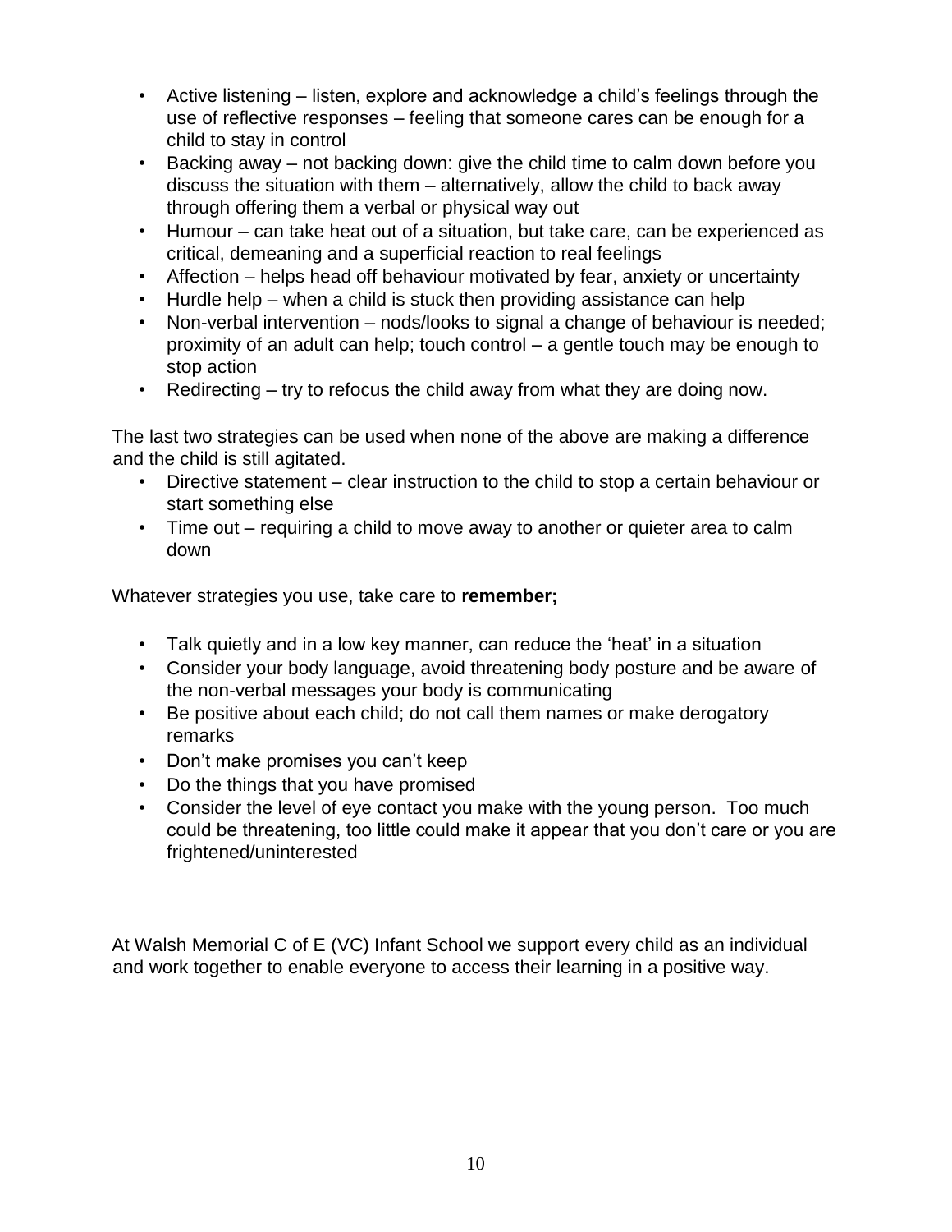- Active listening – listen, explore and acknowledge a child's feelings through the use of reflective responses – feeling that someone cares can be enough for a child to stay in control
- Backing away – not backing down: give the child time to calm down before you discuss the situation with them – alternatively, allow the child to back away through offering them a verbal or physical way out
- Humour – can take heat out of a situation, but take care, can be experienced as critical, demeaning and a superficial reaction to real feelings
- Affection – helps head off behaviour motivated by fear, anxiety or uncertainty
- Hurdle help – when a child is stuck then providing assistance can help
- Non-verbal intervention – nods/looks to signal a change of behaviour is needed; proximity of an adult can help; touch control – a gentle touch may be enough to stop action
- Redirecting – try to refocus the child away from what they are doing now.

The last two strategies can be used when none of the above are making a difference and the child is still agitated.

- Directive statement – clear instruction to the child to stop a certain behaviour or start something else
- Time out – requiring a child to move away to another or quieter area to calm down

Whatever strategies you use, take care to **remember;**

- Talk quietly and in a low key manner, can reduce the 'heat' in a situation
- Consider your body language, avoid threatening body posture and be aware of the non-verbal messages your body is communicating
- Be positive about each child; do not call them names or make derogatory remarks
- Don't make promises you can't keep
- Do the things that you have promised
- Consider the level of eye contact you make with the young person. Too much could be threatening, too little could make it appear that you don't care or you are frightened/uninterested

At Walsh Memorial C of E (VC) Infant School we support every child as an individual and work together to enable everyone to access their learning in a positive way.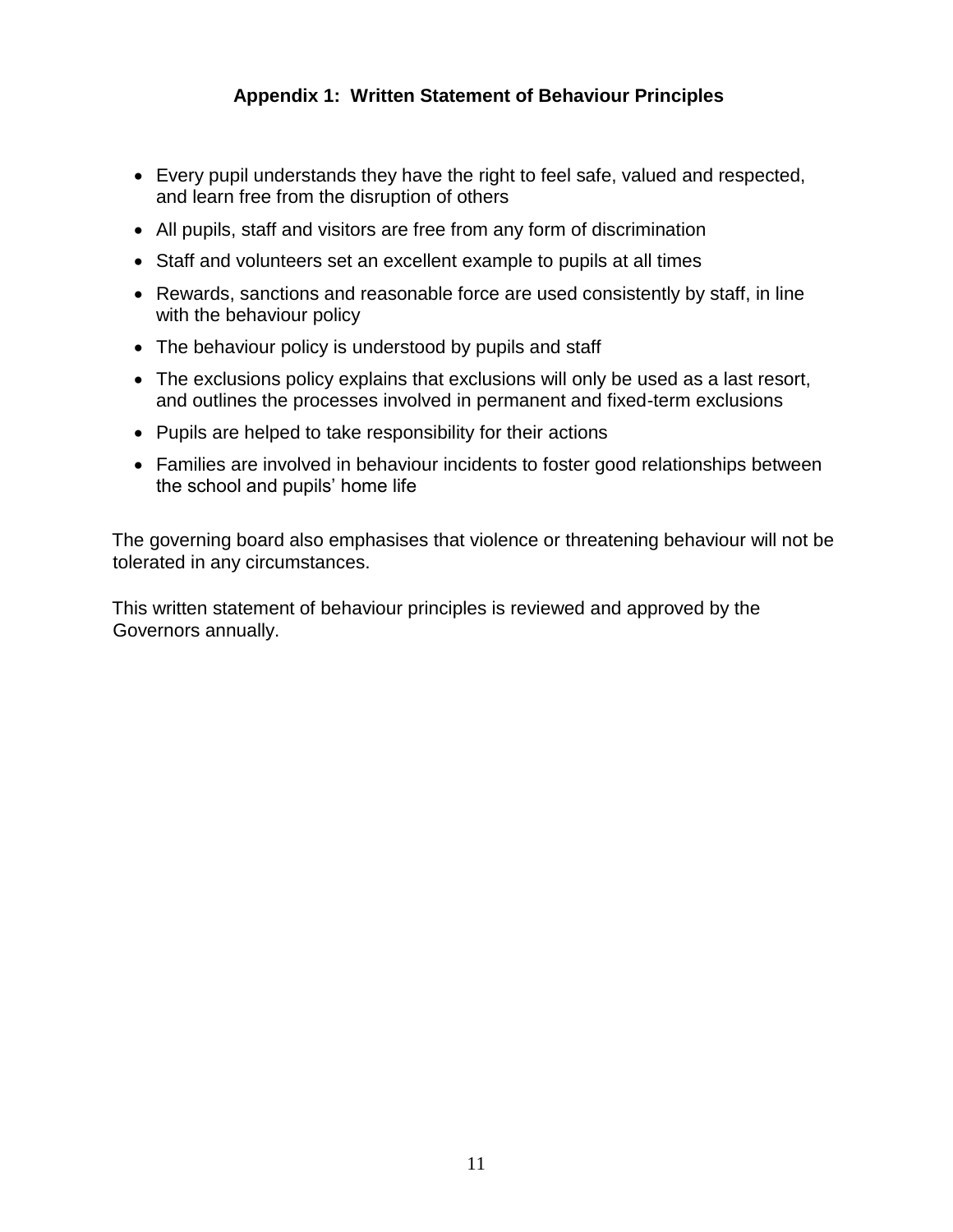## Appendix 1: Written Statement of Behaviour Principles

- Every pupil understands they have the right to feel safe, valued and respected, and learn free from the disruption of others
- All pupils, staff and visitors are free from any form of discrimination
- Staff and volunteers set an excellent example to pupils at all times
- Rewards, sanctions and reasonable force are used consistently by staff, in line with the behaviour policy
- The behaviour policy is understood by pupils and staff
- The exclusions policy explains that exclusions will only be used as a last resort, and outlines the processes involved in permanent and fixed-term exclusions
- Pupils are helped to take responsibility for their actions
- Families are involved in behaviour incidents to foster good relationships between the school and pupils' home life

The governing board also emphasises that violence or threatening behaviour will not be tolerated in any circumstances.

This written statement of behaviour principles is reviewed and approved by the Governors annually.